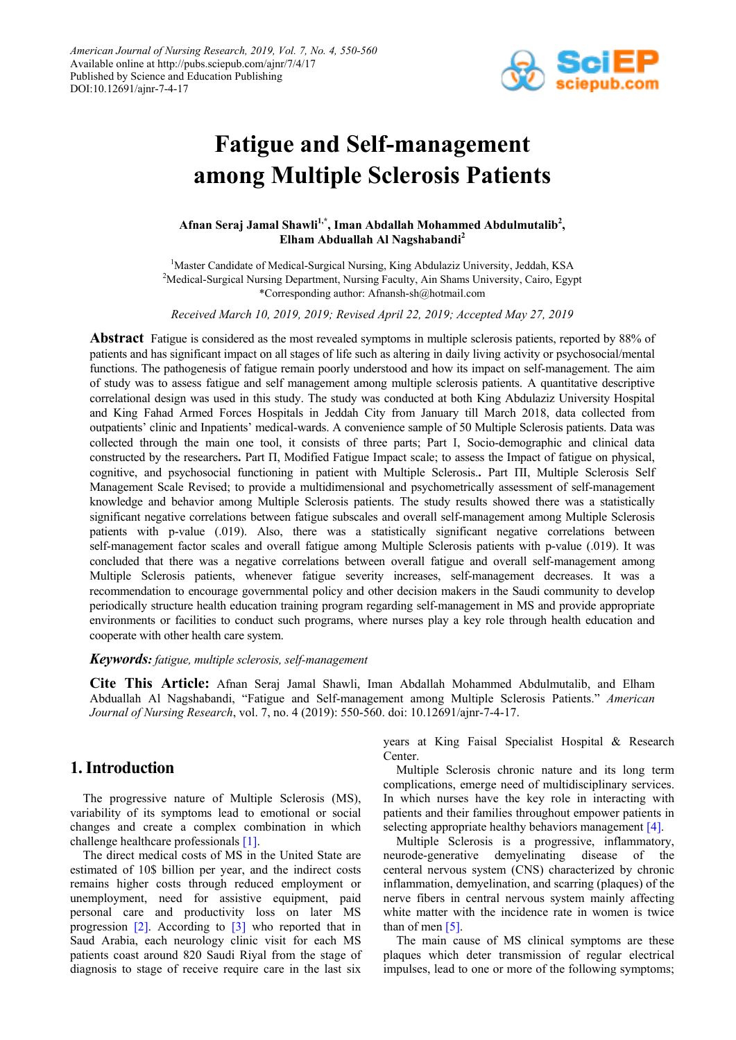# Fatigue and Self-management among Multiple Sclerosis Patients

**Afnan Seraj Jamal Shawli[1,*], Iman Abdallah Mohammed Abdulmutalib[2], Elham Abduallah Al Nagshabandi[2]**

[1]Master Candidate of Medical-Surgical Nursing, King Abdulaziz University, Jeddah, KSA
[2]Medical-Surgical Nursing Department, Nursing Faculty, Ain Shams University, Cairo, Egypt
*Corresponding author: Afnansh-sh@hotmail.com

*Received March 10, 2019; Revised April 22, 2019; Accepted May 27, 2019*

**Abstract** Fatigue is considered as the most revealed symptoms in multiple sclerosis patients, reported by 88% of patients and has significant impact on all stages of life such as altering in daily living activity or psychosocial/mental functions. The pathogenesis of fatigue remain poorly understood and how its impact on self-management. The aim of study was to assess fatigue and self management among multiple sclerosis patients. A quantitative descriptive correlational design was used in this study. The study was conducted at both King Abdulaziz University Hospital and King Fahad Armed Forces Hospitals in Jeddah City from January till March 2018, data collected from outpatients' clinic and Inpatients' medical-wards. A convenience sample of 50 Multiple Sclerosis patients. Data was collected through the main one tool, it consists of three parts; Part I, Socio-demographic and clinical data constructed by the researchers**.** Part Π, Modified Fatigue Impact scale; to assess the Impact of fatigue on physical, cognitive, and psychosocial functioning in patient with Multiple Sclerosis**.**. Part ΠΙ, Multiple Sclerosis Self Management Scale Revised; to provide a multidimensional and psychometrically assessment of self-management knowledge and behavior among Multiple Sclerosis patients. The study results showed there was a statistically significant negative correlations between fatigue subscales and overall self-management among Multiple Sclerosis patients with p-value (.019). Also, there was a statistically significant negative correlations between self-management factor scales and overall fatigue among Multiple Sclerosis patients with p-value (.019). It was concluded that there was a negative correlations between overall fatigue and overall self-management among Multiple Sclerosis patients, whenever fatigue severity increases, self-management decreases. It was a recommendation to encourage governmental policy and other decision makers in the Saudi community to develop periodically structure health education training program regarding self-management in MS and provide appropriate environments or facilities to conduct such programs, where nurses play a key role through health education and cooperate with other health care system.

***Keywords:*** *fatigue, multiple sclerosis, self-management*

**Cite This Article:** Afnan Seraj Jamal Shawli, Iman Abdallah Mohammed Abdulmutalib, and Elham Abduallah Al Nagshabandi, "Fatigue and Self-management among Multiple Sclerosis Patients." *American Journal of Nursing Research*, vol. 7, no. 4 (2019): 550-560. doi: 10.12691/ajnr-7-4-17.

## 1. Introduction

The progressive nature of Multiple Sclerosis (MS), variability of its symptoms lead to emotional or social changes and create a complex combination in which challenge healthcare professionals [1].

The direct medical costs of MS in the United State are estimated of 10$ billion per year, and the indirect costs remains higher costs through reduced employment or unemployment, need for assistive equipment, paid personal care and productivity loss on later MS progression [2]. According to [3] who reported that in Saud Arabia, each neurology clinic visit for each MS patients coast around 820 Saudi Riyal from the stage of diagnosis to stage of receive require care in the last six years at King Faisal Specialist Hospital & Research Center.

Multiple Sclerosis chronic nature and its long term complications, emerge need of multidisciplinary services. In which nurses have the key role in interacting with patients and their families throughout empower patients in selecting appropriate healthy behaviors management [4].

Multiple Sclerosis is a progressive, inflammatory, neurode-generative demyelinating disease of the centeral nervous system (CNS) characterized by chronic inflammation, demyelination, and scarring (plaques) of the nerve fibers in central nervous system mainly affecting white matter with the incidence rate in women is twice than of men [5].

The main cause of MS clinical symptoms are these plaques which deter transmission of regular electrical impulses, lead to one or more of the following symptoms;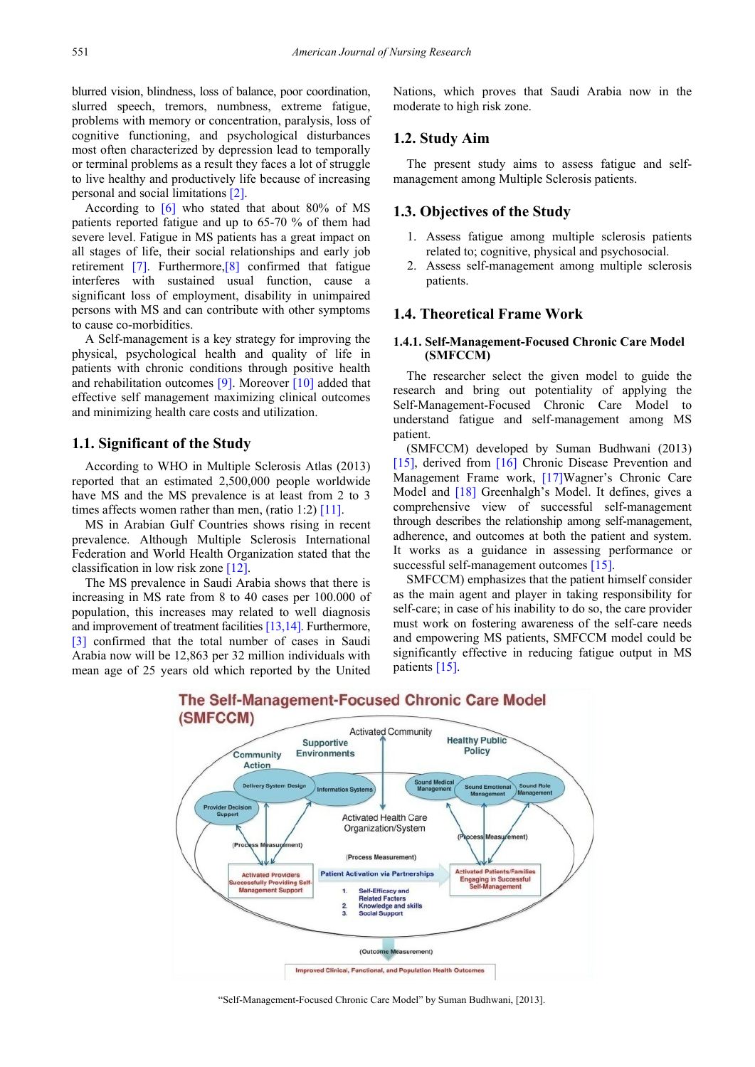blurred vision, blindness, loss of balance, poor coordination, slurred speech, tremors, numbness, extreme fatigue, problems with memory or concentration, paralysis, loss of cognitive functioning, and psychological disturbances most often characterized by depression lead to temporally or terminal problems as a result they faces a lot of struggle to live healthy and productively life because of increasing personal and social limitations [2].

According to [6] who stated that about 80% of MS patients reported fatigue and up to 65-70 % of them had severe level. Fatigue in MS patients has a great impact on all stages of life, their social relationships and early job retirement [7]. Furthermore,[8] confirmed that fatigue interferes with sustained usual function, cause a significant loss of employment, disability in unimpaired persons with MS and can contribute with other symptoms to cause co-morbidities.

A Self-management is a key strategy for improving the physical, psychological health and quality of life in patients with chronic conditions through positive health and rehabilitation outcomes [9]. Moreover [10] added that effective self management maximizing clinical outcomes and minimizing health care costs and utilization.

## 1.1. Significant of the Study

According to WHO in Multiple Sclerosis Atlas (2013) reported that an estimated 2,500,000 people worldwide have MS and the MS prevalence is at least from 2 to 3 times affects women rather than men, (ratio 1:2) [11].

MS in Arabian Gulf Countries shows rising in recent prevalence. Although Multiple Sclerosis International Federation and World Health Organization stated that the classification in low risk zone [12].

The MS prevalence in Saudi Arabia shows that there is increasing in MS rate from 8 to 40 cases per 100.000 of population, this increases may related to well diagnosis and improvement of treatment facilities [13,14]. Furthermore, [3] confirmed that the total number of cases in Saudi Arabia now will be 12,863 per 32 million individuals with mean age of 25 years old which reported by the United Nations, which proves that Saudi Arabia now in the moderate to high risk zone.

## 1.2. Study Aim

The present study aims to assess fatigue and self-management among Multiple Sclerosis patients.

## 1.3. Objectives of the Study

1. Assess fatigue among multiple sclerosis patients related to; cognitive, physical and psychosocial.
2. Assess self-management among multiple sclerosis patients.

## 1.4. Theoretical Frame Work

### 1.4.1. Self-Management-Focused Chronic Care Model (SMFCCM)

The researcher select the given model to guide the research and bring out potentiality of applying the Self-Management-Focused Chronic Care Model to understand fatigue and self-management among MS patient.

(SMFCCM) developed by Suman Budhwani (2013) [15], derived from [16] Chronic Disease Prevention and Management Frame work, [17]Wagner's Chronic Care Model and [18] Greenhalgh's Model. It defines, gives a comprehensive view of successful self-management through describes the relationship among self-management, adherence, and outcomes at both the patient and system. It works as a guidance in assessing performance or successful self-management outcomes [15].

SMFCCM) emphasizes that the patient himself consider as the main agent and player in taking responsibility for self-care; in case of his inability to do so, the care provider must work on fostering awareness of the self-care needs and empowering MS patients, SMFCCM model could be significantly effective in reducing fatigue output in MS patients [15].

"Self-Management-Focused Chronic Care Model" by Suman Budhwani, [2013].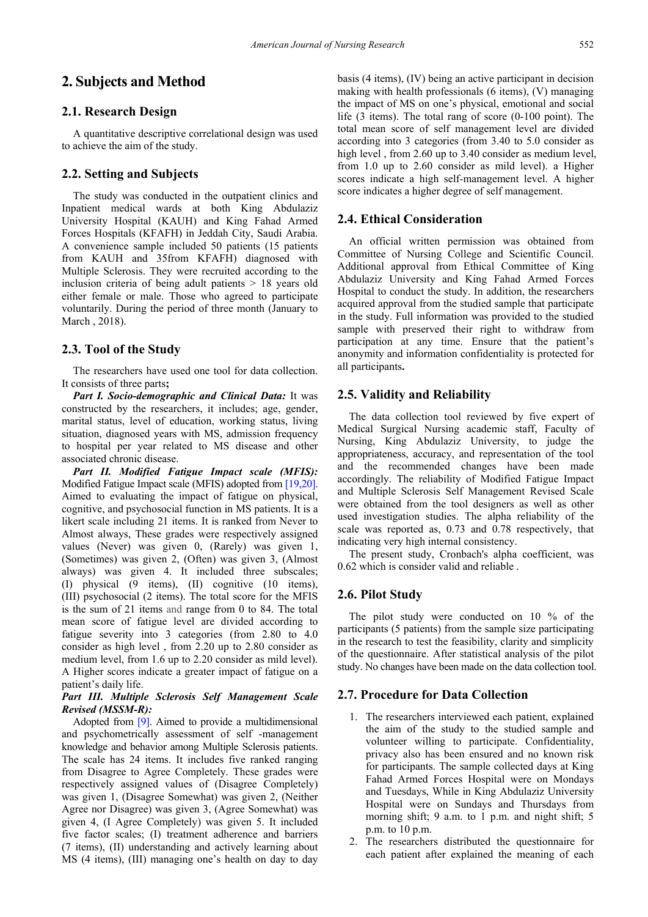## 2. Subjects and Method

### 2.1. Research Design

A quantitative descriptive correlational design was used to achieve the aim of the study.

### 2.2. Setting and Subjects

The study was conducted in the outpatient clinics and Inpatient medical wards at both King Abdulaziz University Hospital (KAUH) and King Fahad Armed Forces Hospitals (KFAFH) in Jeddah City, Saudi Arabia. A convenience sample included 50 patients (15 patients from KAUH and 35from KFAFH) diagnosed with Multiple Sclerosis. They were recruited according to the inclusion criteria of being adult patients > 18 years old either female or male. Those who agreed to participate voluntarily. During the period of three month (January to March , 2018).

### 2.3. Tool of the Study

The researchers have used one tool for data collection. It consists of three parts**;**

***Part I. Socio-demographic and Clinical Data:*** It was constructed by the researchers, it includes; age, gender, marital status, level of education, working status, living situation, diagnosed years with MS, admission frequency to hospital per year related to MS disease and other associated chronic disease.

***Part II. Modified Fatigue Impact scale (MFIS):*** Modified Fatigue Impact scale (MFIS) adopted from [19,20]. Aimed to evaluating the impact of fatigue on physical, cognitive, and psychosocial function in MS patients. It is a likert scale including 21 items. It is ranked from Never to Almost always, These grades were respectively assigned values (Never) was given 0, (Rarely) was given 1, (Sometimes) was given 2, (Often) was given 3, (Almost always) was given 4. It included three subscales; (I) physical (9 items), (II) cognitive (10 items), (III) psychosocial (2 items). The total score for the MFIS is the sum of 21 items and range from 0 to 84. The total mean score of fatigue level are divided according to fatigue severity into 3 categories (from 2.80 to 4.0 consider as high level , from 2.20 up to 2.80 consider as medium level, from 1.6 up to 2.20 consider as mild level). A Higher scores indicate a greater impact of fatigue on a patient's daily life.

***Part III. Multiple Sclerosis Self Management Scale Revised (MSSM-R):***

Adopted from [9]. Aimed to provide a multidimensional and psychometrically assessment of self -management knowledge and behavior among Multiple Sclerosis patients. The scale has 24 items. It includes five ranked ranging from Disagree to Agree Completely. These grades were respectively assigned values of (Disagree Completely) was given 1, (Disagree Somewhat) was given 2, (Neither Agree nor Disagree) was given 3, (Agree Somewhat) was given 4, (I Agree Completely) was given 5. It included five factor scales; (I) treatment adherence and barriers (7 items), (II) understanding and actively learning about MS (4 items), (III) managing one's health on day to day basis (4 items), (IV) being an active participant in decision making with health professionals (6 items), (V) managing the impact of MS on one's physical, emotional and social life (3 items). The total rang of score (0-100 point). The total mean score of self management level are divided according into 3 categories (from 3.40 to 5.0 consider as high level , from 2.60 up to 3.40 consider as medium level, from 1.0 up to 2.60 consider as mild level). a Higher scores indicate a high self-management level. A higher score indicates a higher degree of self management.

### 2.4. Ethical Consideration

An official written permission was obtained from Committee of Nursing College and Scientific Council. Additional approval from Ethical Committee of King Abdulaziz University and King Fahad Armed Forces Hospital to conduct the study. In addition, the researchers acquired approval from the studied sample that participate in the study. Full information was provided to the studied sample with preserved their right to withdraw from participation at any time. Ensure that the patient's anonymity and information confidentiality is protected for all participants**.**

### 2.5. Validity and Reliability

The data collection tool reviewed by five expert of Medical Surgical Nursing academic staff, Faculty of Nursing, King Abdulaziz University, to judge the appropriateness, accuracy, and representation of the tool and the recommended changes have been made accordingly. The reliability of Modified Fatigue Impact and Multiple Sclerosis Self Management Revised Scale were obtained from the tool designers as well as other used investigation studies. The alpha reliability of the scale was reported as, 0.73 and 0.78 respectively, that indicating very high internal consistency.

The present study, Cronbach's alpha coefficient, was 0.62 which is consider valid and reliable .

### 2.6. Pilot Study

The pilot study were conducted on 10 % of the participants (5 patients) from the sample size participating in the research to test the feasibility, clarity and simplicity of the questionnaire. After statistical analysis of the pilot study. No changes have been made on the data collection tool.

### 2.7. Procedure for Data Collection

1. The researchers interviewed each patient, explained the aim of the study to the studied sample and volunteer willing to participate. Confidentiality, privacy also has been ensured and no known risk for participants. The sample collected days at King Fahad Armed Forces Hospital were on Mondays and Tuesdays, While in King Abdulaziz University Hospital were on Sundays and Thursdays from morning shift; 9 a.m. to 1 p.m. and night shift; 5 p.m. to 10 p.m.
2. The researchers distributed the questionnaire for each patient after explained the meaning of each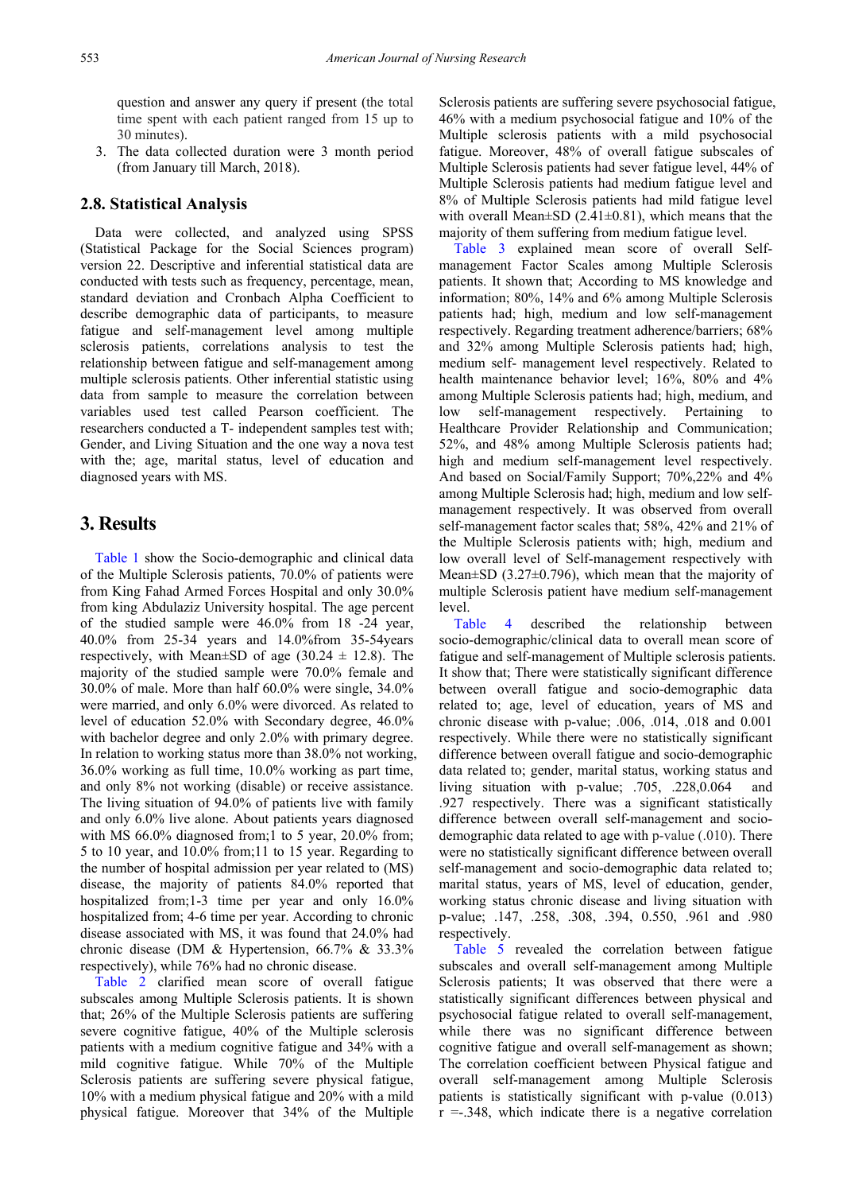question and answer any query if present (the total time spent with each patient ranged from 15 up to 30 minutes).

3. The data collected duration were 3 month period (from January till March, 2018).

## 2.8. Statistical Analysis

Data were collected, and analyzed using SPSS (Statistical Package for the Social Sciences program) version 22. Descriptive and inferential statistical data are conducted with tests such as frequency, percentage, mean, standard deviation and Cronbach Alpha Coefficient to describe demographic data of participants, to measure fatigue and self-management level among multiple sclerosis patients, correlations analysis to test the relationship between fatigue and self-management among multiple sclerosis patients. Other inferential statistic using data from sample to measure the correlation between variables used test called Pearson coefficient. The researchers conducted a T- independent samples test with; Gender, and Living Situation and the one way a nova test with the; age, marital status, level of education and diagnosed years with MS.

# 3. Results

Table 1 show the Socio-demographic and clinical data of the Multiple Sclerosis patients, 70.0% of patients were from King Fahad Armed Forces Hospital and only 30.0% from king Abdulaziz University hospital. The age percent of the studied sample were 46.0% from 18 -24 year, 40.0% from 25-34 years and 14.0%from 35-54years respectively, with Mean±SD of age (30.24 ± 12.8). The majority of the studied sample were 70.0% female and 30.0% of male. More than half 60.0% were single, 34.0% were married, and only 6.0% were divorced. As related to level of education 52.0% with Secondary degree, 46.0% with bachelor degree and only 2.0% with primary degree. In relation to working status more than 38.0% not working, 36.0% working as full time, 10.0% working as part time, and only 8% not working (disable) or receive assistance. The living situation of 94.0% of patients live with family and only 6.0% live alone. About patients years diagnosed with MS 66.0% diagnosed from;1 to 5 year, 20.0% from; 5 to 10 year, and 10.0% from;11 to 15 year. Regarding to the number of hospital admission per year related to (MS) disease, the majority of patients 84.0% reported that hospitalized from;1-3 time per year and only 16.0% hospitalized from; 4-6 time per year. According to chronic disease associated with MS, it was found that 24.0% had chronic disease (DM & Hypertension, 66.7% & 33.3% respectively), while 76% had no chronic disease.

Table 2 clarified mean score of overall fatigue subscales among Multiple Sclerosis patients. It is shown that; 26% of the Multiple Sclerosis patients are suffering severe cognitive fatigue, 40% of the Multiple sclerosis patients with a medium cognitive fatigue and 34% with a mild cognitive fatigue. While 70% of the Multiple Sclerosis patients are suffering severe physical fatigue, 10% with a medium physical fatigue and 20% with a mild physical fatigue. Moreover that 34% of the Multiple Sclerosis patients are suffering severe psychosocial fatigue, 46% with a medium psychosocial fatigue and 10% of the Multiple sclerosis patients with a mild psychosocial fatigue. Moreover, 48% of overall fatigue subscales of Multiple Sclerosis patients had sever fatigue level, 44% of Multiple Sclerosis patients had medium fatigue level and 8% of Multiple Sclerosis patients had mild fatigue level with overall Mean±SD (2.41±0.81), which means that the majority of them suffering from medium fatigue level.

Table 3 explained mean score of overall Self-management Factor Scales among Multiple Sclerosis patients. It shown that; According to MS knowledge and information; 80%, 14% and 6% among Multiple Sclerosis patients had; high, medium and low self-management respectively. Regarding treatment adherence/barriers; 68% and 32% among Multiple Sclerosis patients had; high, medium self- management level respectively. Related to health maintenance behavior level; 16%, 80% and 4% among Multiple Sclerosis patients had; high, medium, and low self-management respectively. Pertaining to Healthcare Provider Relationship and Communication; 52%, and 48% among Multiple Sclerosis patients had; high and medium self-management level respectively. And based on Social/Family Support; 70%,22% and 4% among Multiple Sclerosis had; high, medium and low self-management respectively. It was observed from overall self-management factor scales that; 58%, 42% and 21% of the Multiple Sclerosis patients with; high, medium and low overall level of Self-management respectively with Mean±SD (3.27±0.796), which mean that the majority of multiple Sclerosis patient have medium self-management level.

Table 4 described the relationship between socio-demographic/clinical data to overall mean score of fatigue and self-management of Multiple sclerosis patients. It show that; There were statistically significant difference between overall fatigue and socio-demographic data related to; age, level of education, years of MS and chronic disease with p-value; .006, .014, .018 and 0.001 respectively. While there were no statistically significant difference between overall fatigue and socio-demographic data related to; gender, marital status, working status and living situation with p-value; .705, .228,0.064 and .927 respectively. There was a significant statistically difference between overall self-management and socio-demographic data related to age with p-value (.010). There were no statistically significant difference between overall self-management and socio-demographic data related to; marital status, years of MS, level of education, gender, working status chronic disease and living situation with p-value; .147, .258, .308, .394, 0.550, .961 and .980 respectively.

Table 5 revealed the correlation between fatigue subscales and overall self-management among Multiple Sclerosis patients; It was observed that there were a statistically significant differences between physical and psychosocial fatigue related to overall self-management, while there was no significant difference between cognitive fatigue and overall self-management as shown; The correlation coefficient between Physical fatigue and overall self-management among Multiple Sclerosis patients is statistically significant with p-value (0.013) r =-.348, which indicate there is a negative correlation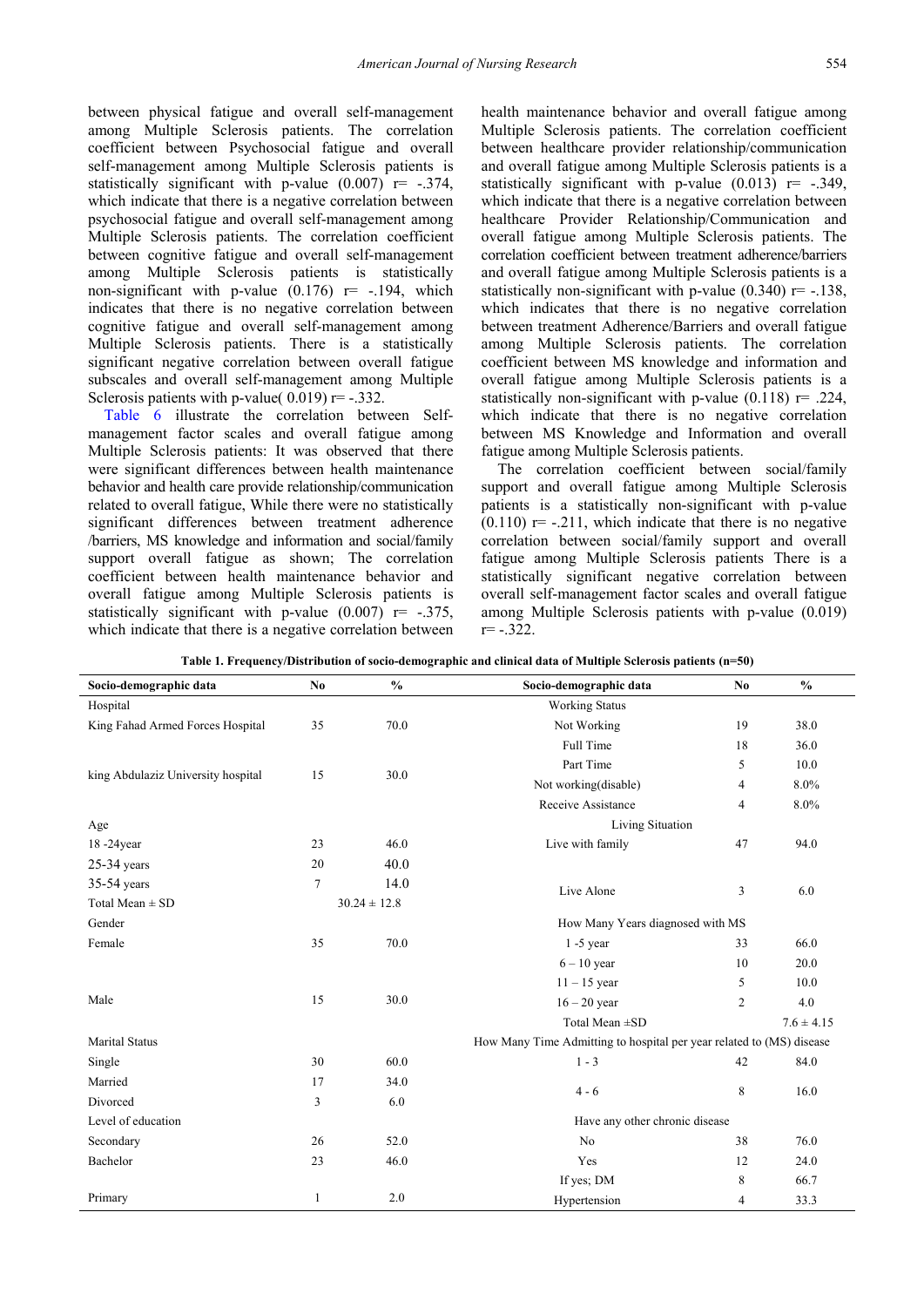between physical fatigue and overall self-management among Multiple Sclerosis patients. The correlation coefficient between Psychosocial fatigue and overall self-management among Multiple Sclerosis patients is statistically significant with p-value (0.007) r= -.374, which indicate that there is a negative correlation between psychosocial fatigue and overall self-management among Multiple Sclerosis patients. The correlation coefficient between cognitive fatigue and overall self-management among Multiple Sclerosis patients is statistically non-significant with p-value (0.176) r= -.194, which indicates that there is no negative correlation between cognitive fatigue and overall self-management among Multiple Sclerosis patients. There is a statistically significant negative correlation between overall fatigue subscales and overall self-management among Multiple Sclerosis patients with p-value( 0.019) r= -.332.

Table 6 illustrate the correlation between Self-management factor scales and overall fatigue among Multiple Sclerosis patients: It was observed that there were significant differences between health maintenance behavior and health care provide relationship/communication related to overall fatigue, While there were no statistically significant differences between treatment adherence /barriers, MS knowledge and information and social/family support overall fatigue as shown; The correlation coefficient between health maintenance behavior and overall fatigue among Multiple Sclerosis patients is statistically significant with p-value (0.007) r= -.375, which indicate that there is a negative correlation between health maintenance behavior and overall fatigue among Multiple Sclerosis patients. The correlation coefficient between healthcare provider relationship/communication and overall fatigue among Multiple Sclerosis patients is a statistically significant with p-value (0.013) r= -.349, which indicate that there is a negative correlation between healthcare Provider Relationship/Communication and overall fatigue among Multiple Sclerosis patients. The correlation coefficient between treatment adherence/barriers and overall fatigue among Multiple Sclerosis patients is a statistically non-significant with p-value (0.340) r= -.138, which indicates that there is no negative correlation between treatment Adherence/Barriers and overall fatigue among Multiple Sclerosis patients. The correlation coefficient between MS knowledge and information and overall fatigue among Multiple Sclerosis patients is a statistically non-significant with p-value (0.118) r= .224, which indicate that there is no negative correlation between MS Knowledge and Information and overall fatigue among Multiple Sclerosis patients.

The correlation coefficient between social/family support and overall fatigue among Multiple Sclerosis patients is a statistically non-significant with p-value (0.110) r= -.211, which indicate that there is no negative correlation between social/family support and overall fatigue among Multiple Sclerosis patients There is a statistically significant negative correlation between overall self-management factor scales and overall fatigue among Multiple Sclerosis patients with p-value (0.019) r= -.322.

**Table 1. Frequency/Distribution of socio-demographic and clinical data of Multiple Sclerosis patients (n=50)**

| Socio-demographic data | No | % | Socio-demographic data | No | % |
|---|---|---|---|---|---|
| Hospital | | | Working Status | | |
| King Fahad Armed Forces Hospital | 35 | 70.0 | Not Working | 19 | 38.0 |
| | | | Full Time | 18 | 36.0 |
| king Abdulaziz University hospital | 15 | 30.0 | Part Time | 5 | 10.0 |
| | | | Not working(disable) | 4 | 8.0% |
| | | | Receive Assistance | 4 | 8.0% |
| Age | | | Living Situation | | |
| 18 -24year | 23 | 46.0 | Live with family | 47 | 94.0 |
| 25-34 years | 20 | 40.0 | | | |
| 35-54 years | 7 | 14.0 | Live Alone | 3 | 6.0 |
| Total Mean ± SD | 30.24 ± 12.8 | | | | |
| Gender | | | How Many Years diagnosed with MS | | |
| Female | 35 | 70.0 | 1 -5 year | 33 | 66.0 |
| | | | 6 – 10 year | 10 | 20.0 |
| | | | 11 – 15 year | 5 | 10.0 |
| Male | 15 | 30.0 | 16 – 20 year | 2 | 4.0 |
| | | | Total Mean ±SD | | 7.6 ± 4.15 |
| Marital Status | | | How Many Time Admitting to hospital per year related to (MS) disease | | |
| Single | 30 | 60.0 | 1 - 3 | 42 | 84.0 |
| Married | 17 | 34.0 | 4 - 6 | 8 | 16.0 |
| Divorced | 3 | 6.0 | | | |
| Level of education | | | Have any other chronic disease | | |
| Secondary | 26 | 52.0 | No | 38 | 76.0 |
| Bachelor | 23 | 46.0 | Yes | 12 | 24.0 |
| | | | If yes; DM | 8 | 66.7 |
| Primary | 1 | 2.0 | Hypertension | 4 | 33.3 |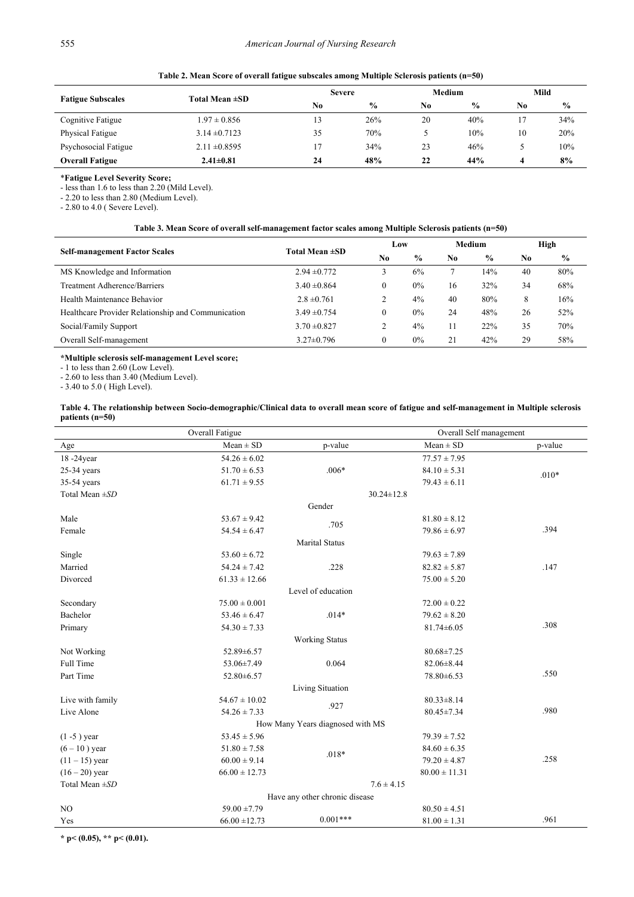**Table 2. Mean Score of overall fatigue subscales among Multiple Sclerosis patients (n=50)**

| Fatigue Subscales | Total Mean ±SD | Severe | | Medium | | Mild | |
|---|---|---|---|---|---|---|---|
| | | No | % | No | % | No | % |
| Cognitive Fatigue | 1.97 ± 0.856 | 13 | 26% | 20 | 40% | 17 | 34% |
| Physical Fatigue | 3.14 ±0.7123 | 35 | 70% | 5 | 10% | 10 | 20% |
| Psychosocial Fatigue | 2.11 ±0.8595 | 17 | 34% | 23 | 46% | 5 | 10% |
| **Overall Fatigue** | **2.41±0.81** | **24** | **48%** | **22** | **44%** | **4** | **8%** |

***Fatigue Level Severity Score;**

- less than 1.6 to less than 2.20 (Mild Level).
- 2.20 to less than 2.80 (Medium Level).
- 2.80 to 4.0 ( Severe Level).

**Table 3. Mean Score of overall self-management factor scales among Multiple Sclerosis patients (n=50)**

| Self-management Factor Scales | Total Mean ±SD | Low | | Medium | | High | |
|---|---|---|---|---|---|---|---|
| | | No | % | No | % | No | % |
| MS Knowledge and Information | 2.94 ±0.772 | 3 | 6% | 7 | 14% | 40 | 80% |
| Treatment Adherence/Barriers | 3.40 ±0.864 | 0 | 0% | 16 | 32% | 34 | 68% |
| Health Maintenance Behavior | 2.8 ±0.761 | 2 | 4% | 40 | 80% | 8 | 16% |
| Healthcare Provider Relationship and Communication | 3.49 ±0.754 | 0 | 0% | 24 | 48% | 26 | 52% |
| Social/Family Support | 3.70 ±0.827 | 2 | 4% | 11 | 22% | 35 | 70% |
| Overall Self-management | 3.27±0.796 | 0 | 0% | 21 | 42% | 29 | 58% |

***Multiple sclerosis self-management Level score;**

- 1 to less than 2.60 (Low Level).
- 2.60 to less than 3.40 (Medium Level).
- 3.40 to 5.0 ( High Level).

**Table 4. The relationship between Socio-demographic/Clinical data to overall mean score of fatigue and self-management in Multiple sclerosis patients (n=50)**

| | Overall Fatigue | | Overall Self management | |
|---|---|---|---|---|
| Age | Mean ± SD | p-value | Mean ± SD | p-value |
| 18 -24year | 54.26 ± 6.02 | | 77.57 ± 7.95 | |
| 25-34 years | 51.70 ± 6.53 | .006* | 84.10 ± 5.31 | .010* |
| 35-54 years | 61.71 ± 9.55 | | 79.43 ± 6.11 | |
| Total Mean ±SD | | 30.24±12.8 | | |
| | | Gender | | |
| Male | 53.67 ± 9.42 | .705 | 81.80 ± 8.12 | |
| Female | 54.54 ± 6.47 | | 79.86 ± 6.97 | .394 |
| | | Marital Status | | |
| Single | 53.60 ± 6.72 | | 79.63 ± 7.89 | |
| Married | 54.24 ± 7.42 | .228 | 82.82 ± 5.87 | .147 |
| Divorced | 61.33 ± 12.66 | | 75.00 ± 5.20 | |
| | | Level of education | | |
| Secondary | 75.00 ± 0.001 | | 72.00 ± 0.22 | |
| Bachelor | 53.46 ± 6.47 | .014* | 79.62 ± 8.20 | |
| Primary | 54.30 ± 7.33 | | 81.74±6.05 | .308 |
| | | Working Status | | |
| Not Working | 52.89±6.57 | | 80.68±7.25 | |
| Full Time | 53.06±7.49 | 0.064 | 82.06±8.44 | |
| Part Time | 52.80±6.57 | | 78.80±6.53 | .550 |
| | | Living Situation | | |
| Live with family | 54.67 ± 10.02 | .927 | 80.33±8.14 | |
| Live Alone | 54.26 ± 7.33 | | 80.45±7.34 | .980 |
| | | How Many Years diagnosed with MS | | |
| (1 -5 ) year | 53.45 ± 5.96 | | 79.39 ± 7.52 | |
| (6 – 10 ) year | 51.80 ± 7.58 | .018* | 84.60 ± 6.35 | |
| (11 – 15) year | 60.00 ± 9.14 | | 79.20 ± 4.87 | .258 |
| (16 – 20) year | 66.00 ± 12.73 | | 80.00 ± 11.31 | |
| Total Mean ±SD | | 7.6 ± 4.15 | | |
| | | Have any other chronic disease | | |
| NO | 59.00 ±7.79 | | 80.50 ± 4.51 | |
| Yes | 66.00 ±12.73 | 0.001*** | 81.00 ± 1.31 | .961 |

**\* p< (0.05), \*\* p< (0.01).**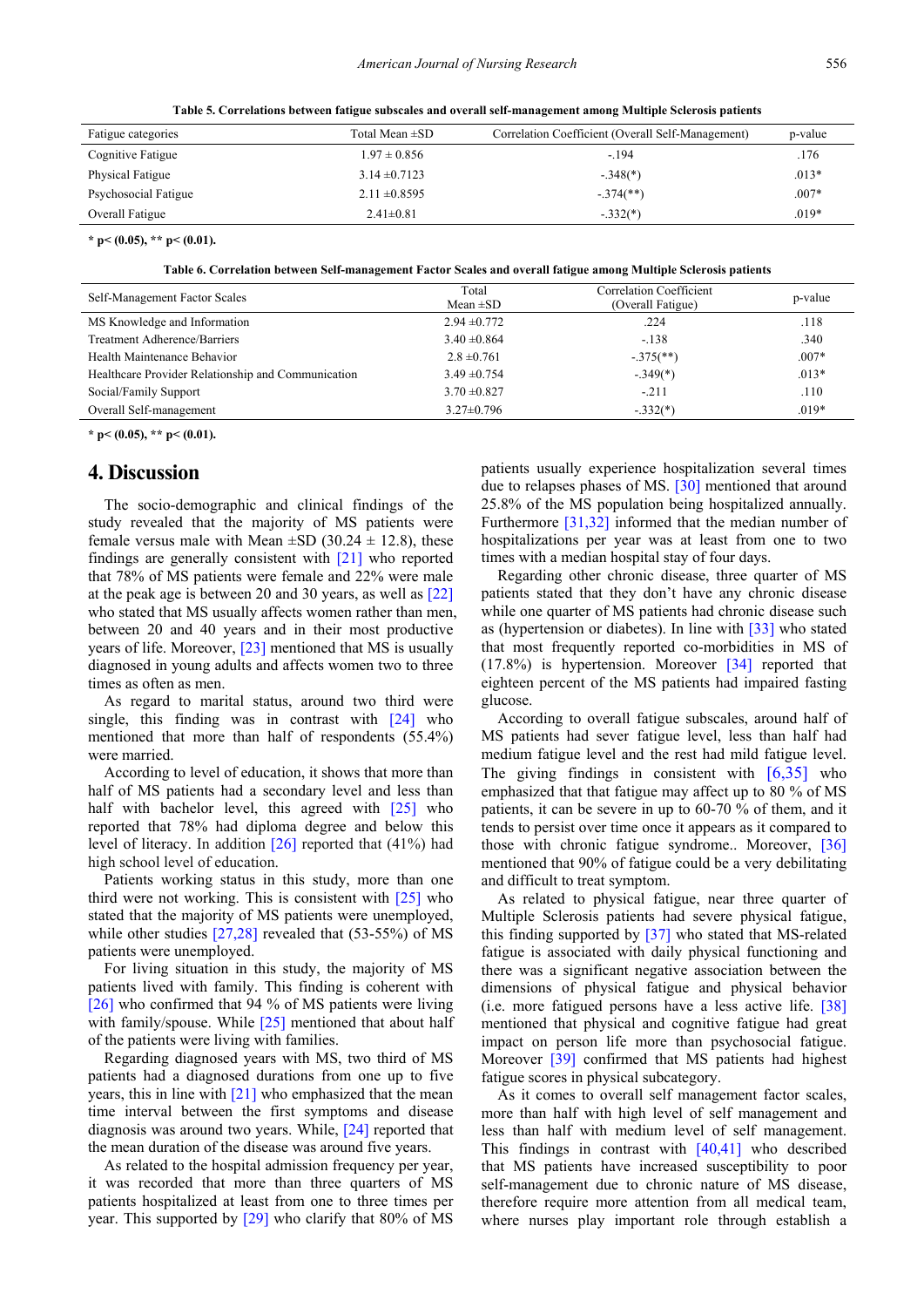**Table 5. Correlations between fatigue subscales and overall self-management among Multiple Sclerosis patients**

| Fatigue categories | Total Mean ±SD | Correlation Coefficient (Overall Self-Management) | p-value |
|---|---|---|---|
| Cognitive Fatigue | 1.97 ± 0.856 | -.194 | .176 |
| Physical Fatigue | 3.14 ±0.7123 | -.348(*) | .013* |
| Psychosocial Fatigue | 2.11 ±0.8595 | -.374(**) | .007* |
| Overall Fatigue | 2.41±0.81 | -.332(*) | .019* |

**\* p< (0.05), \*\* p< (0.01).**

**Table 6. Correlation between Self-management Factor Scales and overall fatigue among Multiple Sclerosis patients**

| Self-Management Factor Scales | Total Mean ±SD | Correlation Coefficient (Overall Fatigue) | p-value |
|---|---|---|---|
| MS Knowledge and Information | 2.94 ±0.772 | .224 | .118 |
| Treatment Adherence/Barriers | 3.40 ±0.864 | -.138 | .340 |
| Health Maintenance Behavior | 2.8 ±0.761 | -.375(**) | .007* |
| Healthcare Provider Relationship and Communication | 3.49 ±0.754 | -.349(*) | .013* |
| Social/Family Support | 3.70 ±0.827 | -.211 | .110 |
| Overall Self-management | 3.27±0.796 | -.332(*) | .019* |

**\* p< (0.05), \*\* p< (0.01).**

## 4. Discussion

The socio-demographic and clinical findings of the study revealed that the majority of MS patients were female versus male with Mean ±SD (30.24 ± 12.8), these findings are generally consistent with [21] who reported that 78% of MS patients were female and 22% were male at the peak age is between 20 and 30 years, as well as [22] who stated that MS usually affects women rather than men, between 20 and 40 years and in their most productive years of life. Moreover, [23] mentioned that MS is usually diagnosed in young adults and affects women two to three times as often as men.

As regard to marital status, around two third were single, this finding was in contrast with [24] who mentioned that more than half of respondents (55.4%) were married.

According to level of education, it shows that more than half of MS patients had a secondary level and less than half with bachelor level, this agreed with [25] who reported that 78% had diploma degree and below this level of literacy. In addition [26] reported that (41%) had high school level of education.

Patients working status in this study, more than one third were not working. This is consistent with [25] who stated that the majority of MS patients were unemployed, while other studies [27,28] revealed that (53-55%) of MS patients were unemployed.

For living situation in this study, the majority of MS patients lived with family. This finding is coherent with [26] who confirmed that 94 % of MS patients were living with family/spouse. While [25] mentioned that about half of the patients were living with families.

Regarding diagnosed years with MS, two third of MS patients had a diagnosed durations from one up to five years, this in line with [21] who emphasized that the mean time interval between the first symptoms and disease diagnosis was around two years. While, [24] reported that the mean duration of the disease was around five years.

As related to the hospital admission frequency per year, it was recorded that more than three quarters of MS patients hospitalized at least from one to three times per year. This supported by [29] who clarify that 80% of MS patients usually experience hospitalization several times due to relapses phases of MS. [30] mentioned that around 25.8% of the MS population being hospitalized annually. Furthermore [31,32] informed that the median number of hospitalizations per year was at least from one to two times with a median hospital stay of four days.

Regarding other chronic disease, three quarter of MS patients stated that they don't have any chronic disease while one quarter of MS patients had chronic disease such as (hypertension or diabetes). In line with [33] who stated that most frequently reported co-morbidities in MS of (17.8%) is hypertension. Moreover [34] reported that eighteen percent of the MS patients had impaired fasting glucose.

According to overall fatigue subscales, around half of MS patients had sever fatigue level, less than half had medium fatigue level and the rest had mild fatigue level. The giving findings in consistent with [6,35] who emphasized that that fatigue may affect up to 80 % of MS patients, it can be severe in up to 60-70 % of them, and it tends to persist over time once it appears as it compared to those with chronic fatigue syndrome.. Moreover, [36] mentioned that 90% of fatigue could be a very debilitating and difficult to treat symptom.

As related to physical fatigue, near three quarter of Multiple Sclerosis patients had severe physical fatigue, this finding supported by [37] who stated that MS-related fatigue is associated with daily physical functioning and there was a significant negative association between the dimensions of physical fatigue and physical behavior (i.e. more fatigued persons have a less active life. [38] mentioned that physical and cognitive fatigue had great impact on person life more than psychosocial fatigue. Moreover [39] confirmed that MS patients had highest fatigue scores in physical subcategory.

As it comes to overall self management factor scales, more than half with high level of self management and less than half with medium level of self management. This findings in contrast with [40,41] who described that MS patients have increased susceptibility to poor self-management due to chronic nature of MS disease, therefore require more attention from all medical team, where nurses play important role through establish a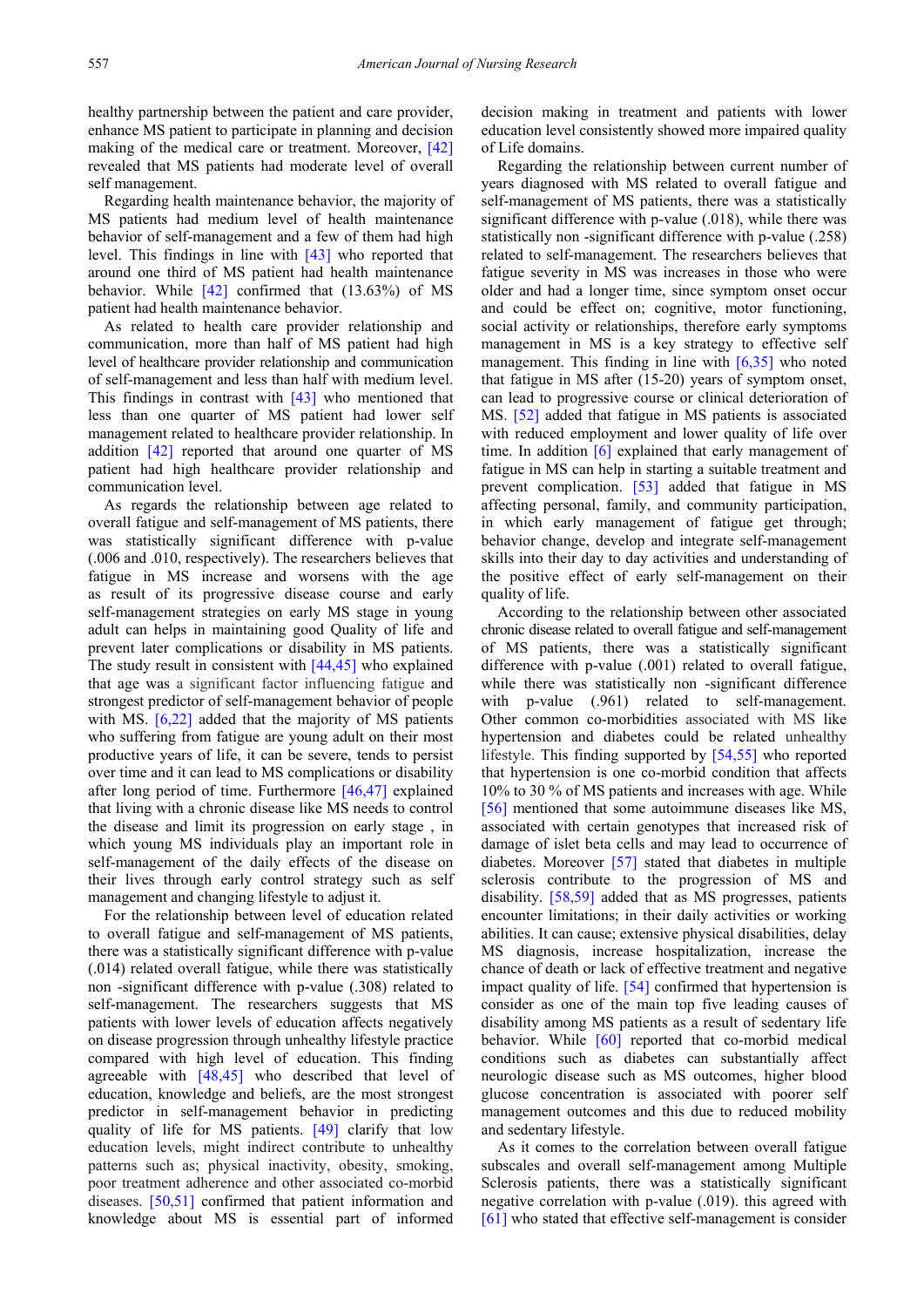healthy partnership between the patient and care provider, enhance MS patient to participate in planning and decision making of the medical care or treatment. Moreover, [42] revealed that MS patients had moderate level of overall self management.

Regarding health maintenance behavior, the majority of MS patients had medium level of health maintenance behavior of self-management and a few of them had high level. This findings in line with [43] who reported that around one third of MS patient had health maintenance behavior. While [42] confirmed that (13.63%) of MS patient had health maintenance behavior.

As related to health care provider relationship and communication, more than half of MS patient had high level of healthcare provider relationship and communication of self-management and less than half with medium level. This findings in contrast with [43] who mentioned that less than one quarter of MS patient had lower self management related to healthcare provider relationship. In addition [42] reported that around one quarter of MS patient had high healthcare provider relationship and communication level.

As regards the relationship between age related to overall fatigue and self-management of MS patients, there was statistically significant difference with p-value (.006 and .010, respectively). The researchers believes that fatigue in MS increase and worsens with the age as result of its progressive disease course and early self-management strategies on early MS stage in young adult can helps in maintaining good Quality of life and prevent later complications or disability in MS patients. The study result in consistent with [44,45] who explained that age was a significant factor influencing fatigue and strongest predictor of self-management behavior of people with MS. [6,22] added that the majority of MS patients who suffering from fatigue are young adult on their most productive years of life, it can be severe, tends to persist over time and it can lead to MS complications or disability after long period of time. Furthermore [46,47] explained that living with a chronic disease like MS needs to control the disease and limit its progression on early stage , in which young MS individuals play an important role in self-management of the daily effects of the disease on their lives through early control strategy such as self management and changing lifestyle to adjust it.

For the relationship between level of education related to overall fatigue and self-management of MS patients, there was a statistically significant difference with p-value (.014) related overall fatigue, while there was statistically non -significant difference with p-value (.308) related to self-management. The researchers suggests that MS patients with lower levels of education affects negatively on disease progression through unhealthy lifestyle practice compared with high level of education. This finding agreeable with [48,45] who described that level of education, knowledge and beliefs, are the most strongest predictor in self-management behavior in predicting quality of life for MS patients. [49] clarify that low education levels, might indirect contribute to unhealthy patterns such as; physical inactivity, obesity, smoking, poor treatment adherence and other associated co-morbid diseases. [50,51] confirmed that patient information and knowledge about MS is essential part of informed decision making in treatment and patients with lower education level consistently showed more impaired quality of Life domains.

Regarding the relationship between current number of years diagnosed with MS related to overall fatigue and self-management of MS patients, there was a statistically significant difference with p-value (.018), while there was statistically non -significant difference with p-value (.258) related to self-management. The researchers believes that fatigue severity in MS was increases in those who were older and had a longer time, since symptom onset occur and could be effect on; cognitive, motor functioning, social activity or relationships, therefore early symptoms management in MS is a key strategy to effective self management. This finding in line with [6,35] who noted that fatigue in MS after (15-20) years of symptom onset, can lead to progressive course or clinical deterioration of MS. [52] added that fatigue in MS patients is associated with reduced employment and lower quality of life over time. In addition [6] explained that early management of fatigue in MS can help in starting a suitable treatment and prevent complication. [53] added that fatigue in MS affecting personal, family, and community participation, in which early management of fatigue get through; behavior change, develop and integrate self-management skills into their day to day activities and understanding of the positive effect of early self-management on their quality of life.

According to the relationship between other associated chronic disease related to overall fatigue and self-management of MS patients, there was a statistically significant difference with p-value (.001) related to overall fatigue, while there was statistically non -significant difference with p-value (.961) related to self-management. Other common co-morbidities associated with MS like hypertension and diabetes could be related unhealthy lifestyle. This finding supported by [54,55] who reported that hypertension is one co-morbid condition that affects 10% to 30 % of MS patients and increases with age. While [56] mentioned that some autoimmune diseases like MS, associated with certain genotypes that increased risk of damage of islet beta cells and may lead to occurrence of diabetes. Moreover [57] stated that diabetes in multiple sclerosis contribute to the progression of MS and disability. [58,59] added that as MS progresses, patients encounter limitations; in their daily activities or working abilities. It can cause; extensive physical disabilities, delay MS diagnosis, increase hospitalization, increase the chance of death or lack of effective treatment and negative impact quality of life. [54] confirmed that hypertension is consider as one of the main top five leading causes of disability among MS patients as a result of sedentary life behavior. While [60] reported that co-morbid medical conditions such as diabetes can substantially affect neurologic disease such as MS outcomes, higher blood glucose concentration is associated with poorer self management outcomes and this due to reduced mobility and sedentary lifestyle.

As it comes to the correlation between overall fatigue subscales and overall self-management among Multiple Sclerosis patients, there was a statistically significant negative correlation with p-value (.019). this agreed with [61] who stated that effective self-management is consider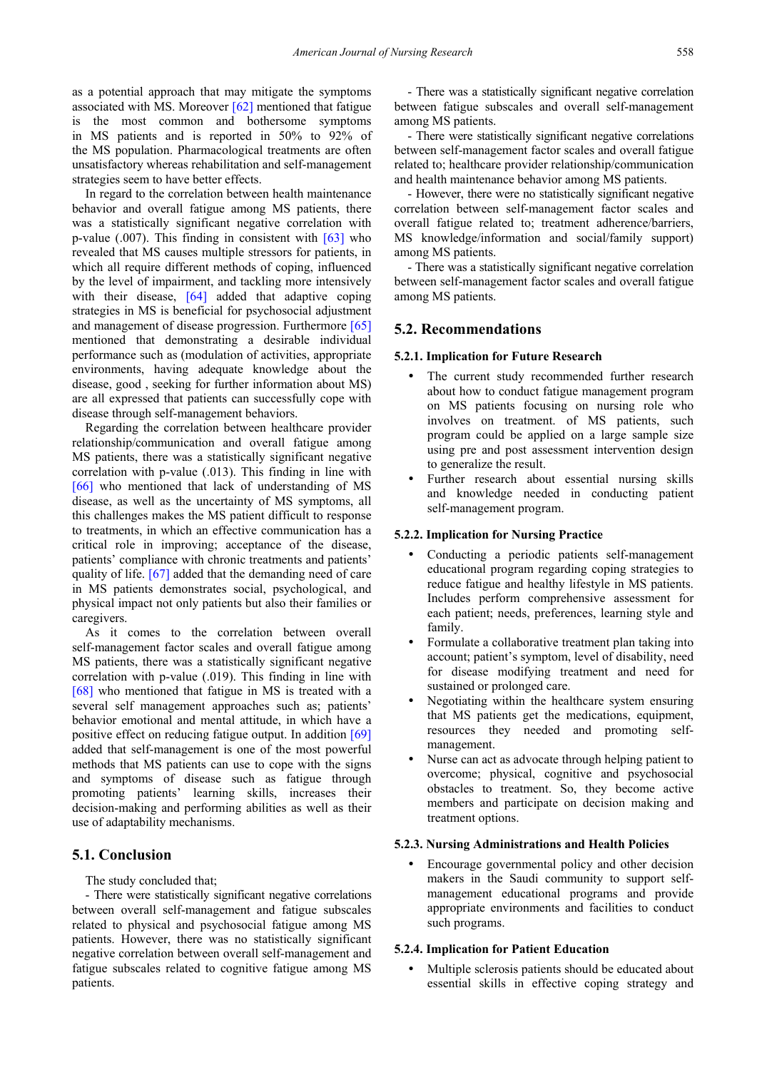as a potential approach that may mitigate the symptoms associated with MS. Moreover [62] mentioned that fatigue is the most common and bothersome symptoms in MS patients and is reported in 50% to 92% of the MS population. Pharmacological treatments are often unsatisfactory whereas rehabilitation and self-management strategies seem to have better effects.

In regard to the correlation between health maintenance behavior and overall fatigue among MS patients, there was a statistically significant negative correlation with p-value (.007). This finding in consistent with [63] who revealed that MS causes multiple stressors for patients, in which all require different methods of coping, influenced by the level of impairment, and tackling more intensively with their disease, [64] added that adaptive coping strategies in MS is beneficial for psychosocial adjustment and management of disease progression. Furthermore [65] mentioned that demonstrating a desirable individual performance such as (modulation of activities, appropriate environments, having adequate knowledge about the disease, good , seeking for further information about MS) are all expressed that patients can successfully cope with disease through self-management behaviors.

Regarding the correlation between healthcare provider relationship/communication and overall fatigue among MS patients, there was a statistically significant negative correlation with p-value (.013). This finding in line with [66] who mentioned that lack of understanding of MS disease, as well as the uncertainty of MS symptoms, all this challenges makes the MS patient difficult to response to treatments, in which an effective communication has a critical role in improving; acceptance of the disease, patients' compliance with chronic treatments and patients' quality of life. [67] added that the demanding need of care in MS patients demonstrates social, psychological, and physical impact not only patients but also their families or caregivers.

As it comes to the correlation between overall self-management factor scales and overall fatigue among MS patients, there was a statistically significant negative correlation with p-value (.019). This finding in line with [68] who mentioned that fatigue in MS is treated with a several self management approaches such as; patients' behavior emotional and mental attitude, in which have a positive effect on reducing fatigue output. In addition [69] added that self-management is one of the most powerful methods that MS patients can use to cope with the signs and symptoms of disease such as fatigue through promoting patients' learning skills, increases their decision-making and performing abilities as well as their use of adaptability mechanisms.

## 5.1. Conclusion

The study concluded that;

- There were statistically significant negative correlations between overall self-management and fatigue subscales related to physical and psychosocial fatigue among MS patients. However, there was no statistically significant negative correlation between overall self-management and fatigue subscales related to cognitive fatigue among MS patients.

- There was a statistically significant negative correlation between fatigue subscales and overall self-management among MS patients.

- There were statistically significant negative correlations between self-management factor scales and overall fatigue related to; healthcare provider relationship/communication and health maintenance behavior among MS patients.

- However, there were no statistically significant negative correlation between self-management factor scales and overall fatigue related to; treatment adherence/barriers, MS knowledge/information and social/family support) among MS patients.

- There was a statistically significant negative correlation between self-management factor scales and overall fatigue among MS patients.

## 5.2. Recommendations

### 5.2.1. Implication for Future Research

- The current study recommended further research about how to conduct fatigue management program on MS patients focusing on nursing role who involves on treatment. of MS patients, such program could be applied on a large sample size using pre and post assessment intervention design to generalize the result.
- Further research about essential nursing skills and knowledge needed in conducting patient self-management program.

### 5.2.2. Implication for Nursing Practice

- Conducting a periodic patients self-management educational program regarding coping strategies to reduce fatigue and healthy lifestyle in MS patients. Includes perform comprehensive assessment for each patient; needs, preferences, learning style and family.
- Formulate a collaborative treatment plan taking into account; patient's symptom, level of disability, need for disease modifying treatment and need for sustained or prolonged care.
- Negotiating within the healthcare system ensuring that MS patients get the medications, equipment, resources they needed and promoting self-management.
- Nurse can act as advocate through helping patient to overcome; physical, cognitive and psychosocial obstacles to treatment. So, they become active members and participate on decision making and treatment options.

### 5.2.3. Nursing Administrations and Health Policies

- Encourage governmental policy and other decision makers in the Saudi community to support self-management educational programs and provide appropriate environments and facilities to conduct such programs.

### 5.2.4. Implication for Patient Education

- Multiple sclerosis patients should be educated about essential skills in effective coping strategy and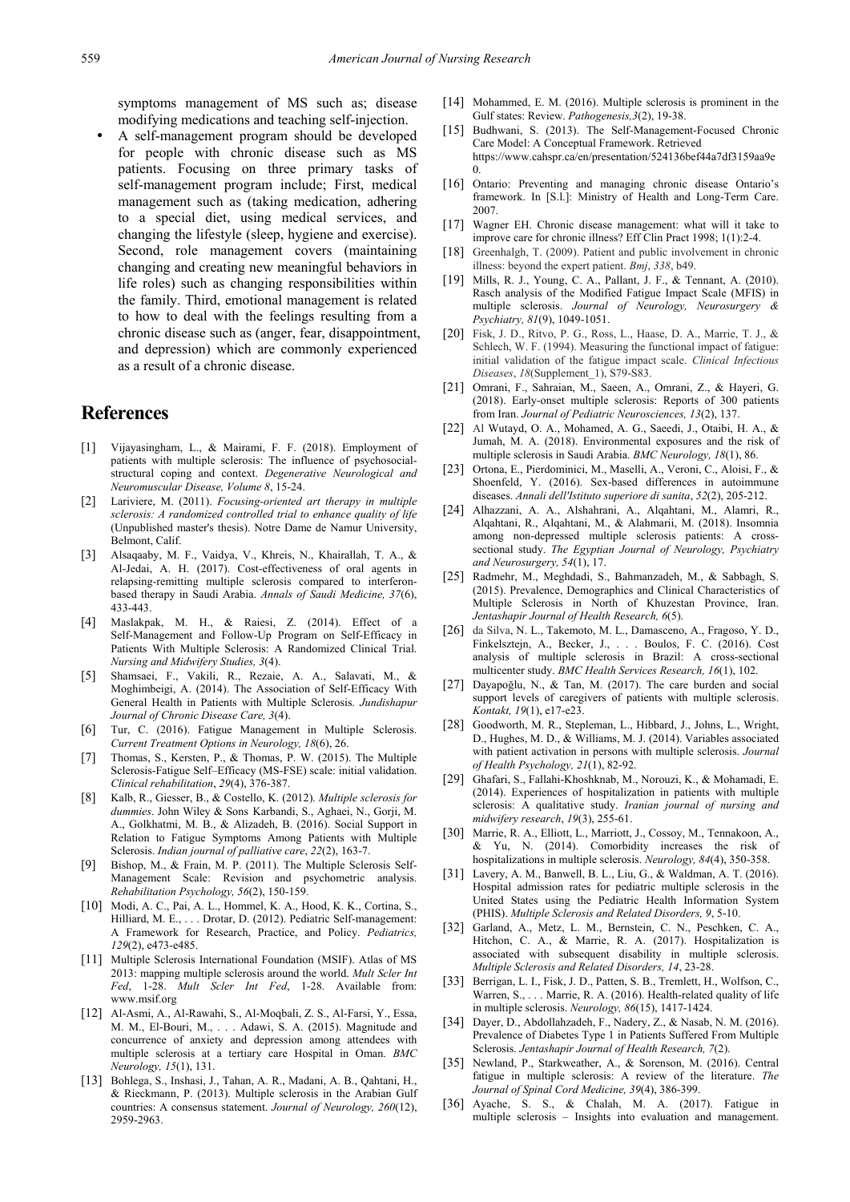symptoms management of MS such as; disease modifying medications and teaching self-injection.

- A self-management program should be developed for people with chronic disease such as MS patients. Focusing on three primary tasks of self-management program include; First, medical management such as (taking medication, adhering to a special diet, using medical services, and changing the lifestyle (sleep, hygiene and exercise). Second, role management covers (maintaining changing and creating new meaningful behaviors in life roles) such as changing responsibilities within the family. Third, emotional management is related to how to deal with the feelings resulting from a chronic disease such as (anger, fear, disappointment, and depression) which are commonly experienced as a result of a chronic disease.

# References

[1] Vijayasingham, L., & Mairami, F. F. (2018). Employment of patients with multiple sclerosis: The influence of psychosocial-structural coping and context. *Degenerative Neurological and Neuromuscular Disease, Volume 8*, 15-24.

[2] Lariviere, M. (2011). *Focusing-oriented art therapy in multiple sclerosis: A randomized controlled trial to enhance quality of life* (Unpublished master's thesis). Notre Dame de Namur University, Belmont, Calif.

[3] Alsaqaaby, M. F., Vaidya, V., Khreis, N., Khairallah, T. A., & Al-Jedai, A. H. (2017). Cost-effectiveness of oral agents in relapsing-remitting multiple sclerosis compared to interferon-based therapy in Saudi Arabia. *Annals of Saudi Medicine, 37*(6), 433-443.

[4] Maslakpak, M. H., & Raiesi, Z. (2014). Effect of a Self-Management and Follow-Up Program on Self-Efficacy in Patients With Multiple Sclerosis: A Randomized Clinical Trial. *Nursing and Midwifery Studies, 3*(4).

[5] Shamsaei, F., Vakili, R., Rezaie, A. A., Salavati, M., & Moghimbeigi, A. (2014). The Association of Self-Efficacy With General Health in Patients with Multiple Sclerosis. *Jundishapur Journal of Chronic Disease Care, 3*(4).

[6] Tur, C. (2016). Fatigue Management in Multiple Sclerosis. *Current Treatment Options in Neurology, 18*(6), 26.

[7] Thomas, S., Kersten, P., & Thomas, P. W. (2015). The Multiple Sclerosis-Fatigue Self–Efficacy (MS-FSE) scale: initial validation. *Clinical rehabilitation*, *29*(4), 376-387.

[8] Kalb, R., Giesser, B., & Costello, K. (2012). *Multiple sclerosis for dummies*. John Wiley & Sons Karbandi, S., Aghaei, N., Gorji, M. A., Golkhatmi, M. B., & Alizadeh, B. (2016). Social Support in Relation to Fatigue Symptoms Among Patients with Multiple Sclerosis. *Indian journal of palliative care*, *22*(2), 163-7.

[9] Bishop, M., & Frain, M. P. (2011). The Multiple Sclerosis Self-Management Scale: Revision and psychometric analysis. *Rehabilitation Psychology, 56*(2), 150-159.

[10] Modi, A. C., Pai, A. L., Hommel, K. A., Hood, K. K., Cortina, S., Hilliard, M. E., . . . Drotar, D. (2012). Pediatric Self-management: A Framework for Research, Practice, and Policy. *Pediatrics, 129*(2), e473-e485.

[11] Multiple Sclerosis International Foundation (MSIF). Atlas of MS 2013: mapping multiple sclerosis around the world. *Mult Scler Int Fed*, 1-28. *Mult Scler Int Fed*, 1-28. Available from: www.msif.org

[12] Al-Asmi, A., Al-Rawahi, S., Al-Moqbali, Z. S., Al-Farsi, Y., Essa, M. M., El-Bouri, M., . . . Adawi, S. A. (2015). Magnitude and concurrence of anxiety and depression among attendees with multiple sclerosis at a tertiary care Hospital in Oman. *BMC Neurology, 15*(1), 131.

[13] Bohlega, S., Inshasi, J., Tahan, A. R., Madani, A. B., Qahtani, H., & Rieckmann, P. (2013). Multiple sclerosis in the Arabian Gulf countries: A consensus statement. *Journal of Neurology, 260*(12), 2959-2963.

[14] Mohammed, E. M. (2016). Multiple sclerosis is prominent in the Gulf states: Review. *Pathogenesis,3*(2), 19-38.

[15] Budhwani, S. (2013). The Self-Management-Focused Chronic Care Model: A Conceptual Framework. Retrieved https://www.cahspr.ca/en/presentation/524136bef44a7df3159aa9e0.

[16] Ontario: Preventing and managing chronic disease Ontario's framework. In [S.l.]: Ministry of Health and Long-Term Care. 2007.

[17] Wagner EH. Chronic disease management: what will it take to improve care for chronic illness? Eff Clin Pract 1998; 1(1):2-4.

[18] Greenhalgh, T. (2009). Patient and public involvement in chronic illness: beyond the expert patient. *Bmj*, *338*, b49.

[19] Mills, R. J., Young, C. A., Pallant, J. F., & Tennant, A. (2010). Rasch analysis of the Modified Fatigue Impact Scale (MFIS) in multiple sclerosis. *Journal of Neurology, Neurosurgery & Psychiatry, 81*(9), 1049-1051.

[20] Fisk, J. D., Ritvo, P. G., Ross, L., Haase, D. A., Marrie, T. J., & Schlech, W. F. (1994). Measuring the functional impact of fatigue: initial validation of the fatigue impact scale. *Clinical Infectious Diseases*, *18*(Supplement_1), S79-S83.

[21] Omrani, F., Sahraian, M., Saeen, A., Omrani, Z., & Hayeri, G. (2018). Early-onset multiple sclerosis: Reports of 300 patients from Iran. *Journal of Pediatric Neurosciences, 13*(2), 137.

[22] Al Wutayd, O. A., Mohamed, A. G., Saeedi, J., Otaibi, H. A., & Jumah, M. A. (2018). Environmental exposures and the risk of multiple sclerosis in Saudi Arabia. *BMC Neurology, 18*(1), 86.

[23] Ortona, E., Pierdominici, M., Maselli, A., Veroni, C., Aloisi, F., & Shoenfeld, Y. (2016). Sex-based differences in autoimmune diseases. *Annali dell'Istituto superiore di sanita*, *52*(2), 205-212.

[24] Alhazzani, A. A., Alshahrani, A., Alqahtani, M., Alamri, R., Alqahtani, R., Alqahtani, M., & Alahmarii, M. (2018). Insomnia among non-depressed multiple sclerosis patients: A cross-sectional study. *The Egyptian Journal of Neurology, Psychiatry and Neurosurgery, 54*(1), 17.

[25] Radmehr, M., Meghdadi, S., Bahmanzadeh, M., & Sabbagh, S. (2015). Prevalence, Demographics and Clinical Characteristics of Multiple Sclerosis in North of Khuzestan Province, Iran. *Jentashapir Journal of Health Research, 6*(5).

[26] da Silva, N. L., Takemoto, M. L., Damasceno, A., Fragoso, Y. D., Finkelsztejn, A., Becker, J., . . . Boulos, F. C. (2016). Cost analysis of multiple sclerosis in Brazil: A cross-sectional multicenter study. *BMC Health Services Research, 16*(1), 102.

[27] Dayapoğlu, N., & Tan, M. (2017). The care burden and social support levels of caregivers of patients with multiple sclerosis. *Kontakt, 19*(1), e17-e23.

[28] Goodworth, M. R., Stepleman, L., Hibbard, J., Johns, L., Wright, D., Hughes, M. D., & Williams, M. J. (2014). Variables associated with patient activation in persons with multiple sclerosis. *Journal of Health Psychology, 21*(1), 82-92.

[29] Ghafari, S., Fallahi-Khoshknab, M., Norouzi, K., & Mohamadi, E. (2014). Experiences of hospitalization in patients with multiple sclerosis: A qualitative study. *Iranian journal of nursing and midwifery research*, *19*(3), 255-61.

[30] Marrie, R. A., Elliott, L., Marriott, J., Cossoy, M., Tennakoon, A., & Yu, N. (2014). Comorbidity increases the risk of hospitalizations in multiple sclerosis. *Neurology, 84*(4), 350-358.

[31] Lavery, A. M., Banwell, B. L., Liu, G., & Waldman, A. T. (2016). Hospital admission rates for pediatric multiple sclerosis in the United States using the Pediatric Health Information System (PHIS). *Multiple Sclerosis and Related Disorders, 9*, 5-10.

[32] Garland, A., Metz, L. M., Bernstein, C. N., Peschken, C. A., Hitchon, C. A., & Marrie, R. A. (2017). Hospitalization is associated with subsequent disability in multiple sclerosis. *Multiple Sclerosis and Related Disorders, 14*, 23-28.

[33] Berrigan, L. I., Fisk, J. D., Patten, S. B., Tremlett, H., Wolfson, C., Warren, S., . . . Marrie, R. A. (2016). Health-related quality of life in multiple sclerosis. *Neurology, 86*(15), 1417-1424.

[34] Dayer, D., Abdollahzadeh, F., Nadery, Z., & Nasab, N. M. (2016). Prevalence of Diabetes Type 1 in Patients Suffered From Multiple Sclerosis. *Jentashapir Journal of Health Research, 7*(2).

[35] Newland, P., Starkweather, A., & Sorenson, M. (2016). Central fatigue in multiple sclerosis: A review of the literature. *The Journal of Spinal Cord Medicine, 39*(4), 386-399.

[36] Ayache, S. S., & Chalah, M. A. (2017). Fatigue in multiple sclerosis – Insights into evaluation and management.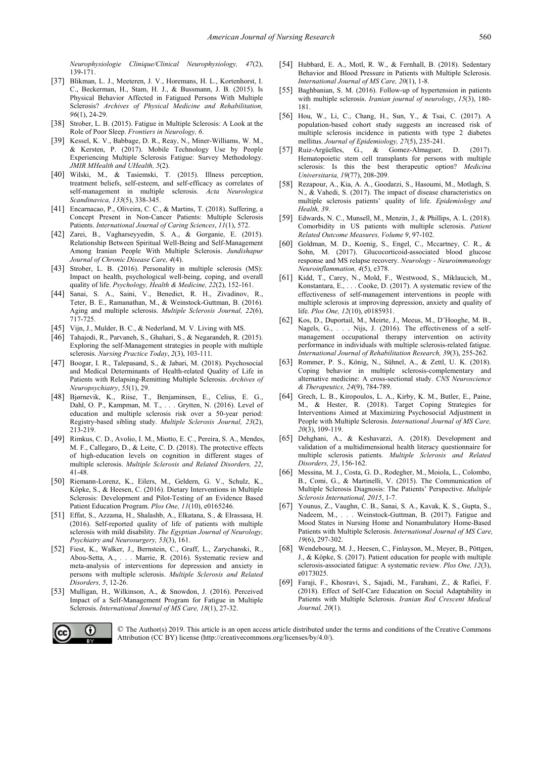*Neurophysiologie Clinique/Clinical Neurophysiology, 47*(2), 139-171.

[37] Blikman, L. J., Meeteren, J. V., Horemans, H. L., Kortenhorst, I. C., Beckerman, H., Stam, H. J., & Bussmann, J. B. (2015). Is Physical Behavior Affected in Fatigued Persons With Multiple Sclerosis? *Archives of Physical Medicine and Rehabilitation, 96*(1), 24-29.

[38] Strober, L. B. (2015). Fatigue in Multiple Sclerosis: A Look at the Role of Poor Sleep. *Frontiers in Neurology, 6*.

[39] Kessel, K. V., Babbage, D. R., Reay, N., Miner-Williams, W. M., & Kersten, P. (2017). Mobile Technology Use by People Experiencing Multiple Sclerosis Fatigue: Survey Methodology. *JMIR MHealth and UHealth, 5*(2).

[40] Wilski, M., & Tasiemski, T. (2015). Illness perception, treatment beliefs, self-esteem, and self-efficacy as correlates of self-management in multiple sclerosis. *Acta Neurologica Scandinavica, 133*(5), 338-345.

[41] Encarnacao, P., Oliveira, C. C., & Martins, T. (2018). Suffering, a Concept Present in Non-Cancer Patients: Multiple Sclerosis Patients. *International Journal of Caring Sciences*, *11*(1), 572.

[42] Zarei, B., Vagharseyyedin, S. A., & Gorganie, E. (2015). Relationship Between Spiritual Well-Being and Self-Management Among Iranian People With Multiple Sclerosis. *Jundishapur Journal of Chronic Disease Care, 4*(4).

[43] Strober, L. B. (2016). Personality in multiple sclerosis (MS): Impact on health, psychological well-being, coping, and overall quality of life. *Psychology, Health & Medicine, 22*(2), 152-161.

[44] Sanai, S. A., Saini, V., Benedict, R. H., Zivadinov, R., Teter, B. E., Ramanathan, M., & Weinstock-Guttman, B. (2016). Aging and multiple sclerosis. *Multiple Sclerosis Journal, 22*(6), 717-725.

[45] Vijn, J., Mulder, B. C., & Nederland, M. V. Living with MS.

[46] Tahajodi, R., Parvaneh, S., Ghahari, S., & Negarandeh, R. (2015). Exploring the self-Management strategies in people with multiple sclerosis. *Nursing Practice Today*, *2*(3), 103-111.

[47] Boogar, I. R., Talepasand, S., & Jabari, M. (2018). Psychosocial and Medical Determinants of Health-related Quality of Life in Patients with Relapsing-Remitting Multiple Sclerosis. *Archives of Neuropsychiatry*, *55*(1), 29.

[48] Bjørnevik, K., Riise, T., Benjaminsen, E., Celius, E. G., Dahl, O. P., Kampman, M. T., . . . Grytten, N. (2016). Level of education and multiple sclerosis risk over a 50-year period: Registry-based sibling study. *Multiple Sclerosis Journal, 23*(2), 213-219.

[49] Rimkus, C. D., Avolio, I. M., Miotto, E. C., Pereira, S. A., Mendes, M. F., Callegaro, D., & Leite, C. D. (2018). The protective effects of high-education levels on cognition in different stages of multiple sclerosis. *Multiple Sclerosis and Related Disorders, 22*, 41-48.

[50] Riemann-Lorenz, K., Eilers, M., Geldern, G. V., Schulz, K., Köpke, S., & Heesen, C. (2016). Dietary Interventions in Multiple Sclerosis: Development and Pilot-Testing of an Evidence Based Patient Education Program. *Plos One, 11*(10), e0165246.

[51] Effat, S., Azzama, H., Shalashb, A., Elkatana, S., & Elrassasa, H. (2016). Self-reported quality of life of patients with multiple sclerosis with mild disability. *The Egyptian Journal of Neurology, Psychiatry and Neurosurgery, 53*(3), 161.

[52] Fiest, K., Walker, J., Bernstein, C., Graff, L., Zarychanski, R., Abou-Setta, A., . . . Marrie, R. (2016). Systematic review and meta-analysis of interventions for depression and anxiety in persons with multiple sclerosis. *Multiple Sclerosis and Related Disorders, 5*, 12-26.

[53] Mulligan, H., Wilkinson, A., & Snowdon, J. (2016). Perceived Impact of a Self-Management Program for Fatigue in Multiple Sclerosis. *International Journal of MS Care, 18*(1), 27-32.

[54] Hubbard, E. A., Motl, R. W., & Fernhall, B. (2018). Sedentary Behavior and Blood Pressure in Patients with Multiple Sclerosis. *International Journal of MS Care, 20*(1), 1-8.

[55] Baghbanian, S. M. (2016). Follow-up of hypertension in patients with multiple sclerosis. *Iranian journal of neurology*, *15*(3), 180-181.

[56] Hou, W., Li, C., Chang, H., Sun, Y., & Tsai, C. (2017). A population-based cohort study suggests an increased risk of multiple sclerosis incidence in patients with type 2 diabetes mellitus. *Journal of Epidemiology, 27*(5), 235-241.

[57] Ruiz-Argüelles, G., & Gomez-Almaguer, D. (2017). Hematopoietic stem cell transplants for persons with multiple sclerosis: Is this the best therapeutic option? *Medicina Universitaria, 19*(77), 208-209.

[58] Rezapour, A., Kia, A. A., Goodarzi, S., Hasoumi, M., Motlagh, S. N., & Vahedi, S. (2017). The impact of disease characteristics on multiple sclerosis patients' quality of life. *Epidemiology and Health, 39*.

[59] Edwards, N. C., Munsell, M., Menzin, J., & Phillips, A. L. (2018). Comorbidity in US patients with multiple sclerosis. *Patient Related Outcome Measures, Volume 9*, 97-102.

[60] Goldman, M. D., Koenig, S., Engel, C., Mccartney, C. R., & Sohn, M. (2017). Glucocorticoid-associated blood glucose response and MS relapse recovery. *Neurology - Neuroimmunology Neuroinflammation, 4*(5), e378.

[61] Kidd, T., Carey, N., Mold, F., Westwood, S., Miklaucich, M., Konstantara, E., . . . Cooke, D. (2017). A systematic review of the effectiveness of self-management interventions in people with multiple sclerosis at improving depression, anxiety and quality of life. *Plos One, 12*(10), e0185931.

[62] Kos, D., Duportail, M., Meirte, J., Meeus, M., D'Hooghe, M. B., Nagels, G., . . . Nijs, J. (2016). The effectiveness of a self-management occupational therapy intervention on activity performance in individuals with multiple sclerosis-related fatigue. *International Journal of Rehabilitation Research, 39*(3), 255-262.

[63] Rommer, P. S., König, N., Sühnel, A., & Zettl, U. K. (2018). Coping behavior in multiple sclerosis-complementary and alternative medicine: A cross-sectional study. *CNS Neuroscience & Therapeutics, 24*(9), 784-789.

[64] Grech, L. B., Kiropoulos, L. A., Kirby, K. M., Butler, E., Paine, M., & Hester, R. (2018). Target Coping Strategies for Interventions Aimed at Maximizing Psychosocial Adjustment in People with Multiple Sclerosis. *International Journal of MS Care, 20*(3), 109-119.

[65] Dehghani, A., & Keshavarzi, A. (2018). Development and validation of a multidimensional health literacy questionnaire for multiple sclerosis patients. *Multiple Sclerosis and Related Disorders, 25*, 156-162.

[66] Messina, M. J., Costa, G. D., Rodegher, M., Moiola, L., Colombo, B., Comi, G., & Martinelli, V. (2015). The Communication of Multiple Sclerosis Diagnosis: The Patients' Perspective. *Multiple Sclerosis International, 2015*, 1-7.

[67] Younus, Z., Vaughn, C. B., Sanai, S. A., Kavak, K. S., Gupta, S., Nadeem, M., . . . Weinstock-Guttman, B. (2017). Fatigue and Mood States in Nursing Home and Nonambulatory Home-Based Patients with Multiple Sclerosis. *International Journal of MS Care, 19*(6), 297-302.

[68] Wendebourg, M. J., Heesen, C., Finlayson, M., Meyer, B., Pöttgen, J., & Köpke, S. (2017). Patient education for people with multiple sclerosis-associated fatigue: A systematic review. *Plos One, 12*(3), e0173025.

[69] Faraji, F., Khosravi, S., Sajadi, M., Farahani, Z., & Rafiei, F. (2018). Effect of Self-Care Education on Social Adaptability in Patients with Multiple Sclerosis. *Iranian Red Crescent Medical Journal, 20*(1).

© The Author(s) 2019. This article is an open access article distributed under the terms and conditions of the Creative Commons Attribution (CC BY) license (http://creativecommons.org/licenses/by/4.0/).